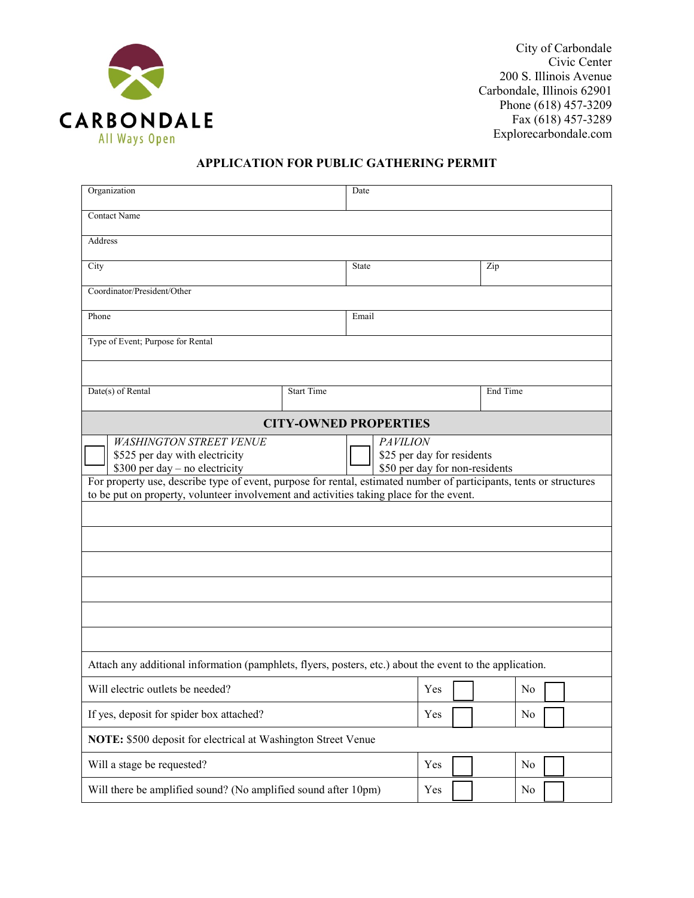CARBONDALE
All Ways Open

City of Carbondale
Civic Center
200 S. Illinois Avenue
Carbondale, Illinois 62901
Phone (618) 457-3209
Fax (618) 457-3289
Explorecarbondale.com

## APPLICATION FOR PUBLIC GATHERING PERMIT

| Organization | | Date | |
|---|---|---|---|
| Contact Name | | | |
| Address | | | |
| City | | State | Zip |
| Coordinator/President/Other | | | |
| Phone | | Email | |
| Type of Event; Purpose for Rental | | | |
| | | | |
| Date(s) of Rental | Start Time | | End Time |

### CITY-OWNED PROPERTIES

| ☐ | *WASHINGTON STREET VENUE*<br>$525 per day with electricity<br>$300 per day – no electricity | ☐ | *PAVILION*<br>$25 per day for residents<br>$50 per day for non-residents |
|---|---|---|---|

For property use, describe type of event, purpose for rental, estimated number of participants, tents or structures to be put on property, volunteer involvement and activities taking place for the event.

_______________________________________________

_______________________________________________

_______________________________________________

_______________________________________________

_______________________________________________

_______________________________________________

Attach any additional information (pamphlets, flyers, posters, etc.) about the event to the application.

| Question | | |
|---|---|---|
| Will electric outlets be needed? | Yes ☐ | No ☐ |
| If yes, deposit for spider box attached? | Yes ☐ | No ☐ |
| **NOTE:** $500 deposit for electrical at Washington Street Venue | | |
| Will a stage be requested? | Yes ☐ | No ☐ |
| Will there be amplified sound? (No amplified sound after 10pm) | Yes ☐ | No ☐ |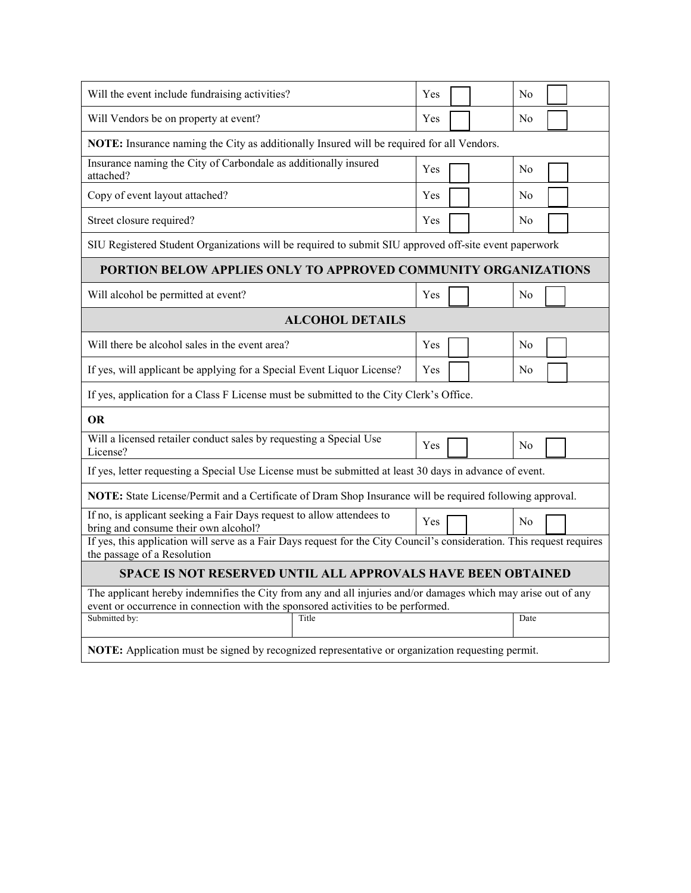| | | |
|---|---|---|
| Will the event include fundraising activities? | Yes ☐ | No ☐ |
| Will Vendors be on property at event? | Yes ☐ | No ☐ |
| **NOTE:** Insurance naming the City as additionally Insured will be required for all Vendors. | | |
| Insurance naming the City of Carbondale as additionally insured attached? | Yes ☐ | No ☐ |
| Copy of event layout attached? | Yes ☐ | No ☐ |
| Street closure required? | Yes ☐ | No ☐ |
| SIU Registered Student Organizations will be required to submit SIU approved off-site event paperwork | | |
| **PORTION BELOW APPLIES ONLY TO APPROVED COMMUNITY ORGANIZATIONS** | | |
| Will alcohol be permitted at event? | Yes ☐ | No ☐ |
| **ALCOHOL DETAILS** | | |
| Will there be alcohol sales in the event area? | Yes ☐ | No ☐ |
| If yes, will applicant be applying for a Special Event Liquor License? | Yes ☐ | No ☐ |
| If yes, application for a Class F License must be submitted to the City Clerk's Office. | | |
| **OR** | | |
| Will a licensed retailer conduct sales by requesting a Special Use License? | Yes ☐ | No ☐ |
| If yes, letter requesting a Special Use License must be submitted at least 30 days in advance of event. | | |
| **NOTE:** State License/Permit and a Certificate of Dram Shop Insurance will be required following approval. | | |
| If no, is applicant seeking a Fair Days request to allow attendees to bring and consume their own alcohol? | Yes ☐ | No ☐ |
| If yes, this application will serve as a Fair Days request for the City Council's consideration. This request requires the passage of a Resolution | | |
| **SPACE IS NOT RESERVED UNTIL ALL APPROVALS HAVE BEEN OBTAINED** | | |
| The applicant hereby indemnifies the City from any and all injuries and/or damages which may arise out of any event or occurrence in connection with the sponsored activities to be performed. | | |
| Submitted by: | Title | Date |
| **NOTE:** Application must be signed by recognized representative or organization requesting permit. | | |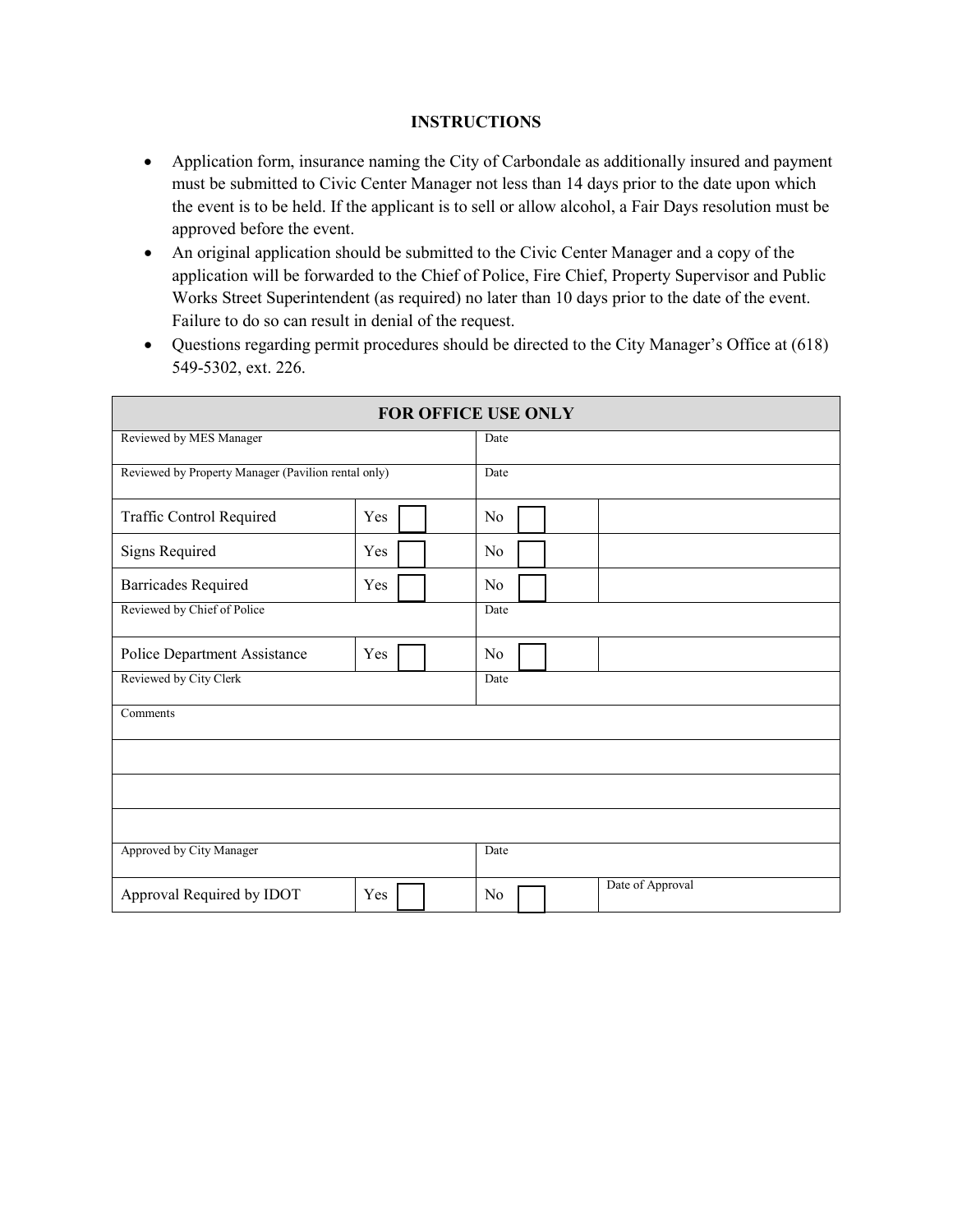**INSTRUCTIONS**

- Application form, insurance naming the City of Carbondale as additionally insured and payment must be submitted to Civic Center Manager not less than 14 days prior to the date upon which the event is to be held. If the applicant is to sell or allow alcohol, a Fair Days resolution must be approved before the event.
- An original application should be submitted to the Civic Center Manager and a copy of the application will be forwarded to the Chief of Police, Fire Chief, Property Supervisor and Public Works Street Superintendent (as required) no later than 10 days prior to the date of the event. Failure to do so can result in denial of the request.
- Questions regarding permit procedures should be directed to the City Manager's Office at (618) 549-5302, ext. 226.

| **FOR OFFICE USE ONLY** | | | |
|---|---|---|---|
| Reviewed by MES Manager | | Date | |
| Reviewed by Property Manager (Pavilion rental only) | | Date | |
| Traffic Control Required | Yes ☐ | No ☐ | |
| Signs Required | Yes ☐ | No ☐ | |
| Barricades Required | Yes ☐ | No ☐ | |
| Reviewed by Chief of Police | | Date | |
| Police Department Assistance | Yes ☐ | No ☐ | |
| Reviewed by City Clerk | | Date | |
| Comments | | | |
| | | | |
| | | | |
| | | | |
| Approved by City Manager | | Date | |
| Approval Required by IDOT | Yes ☐ | No ☐ | Date of Approval |